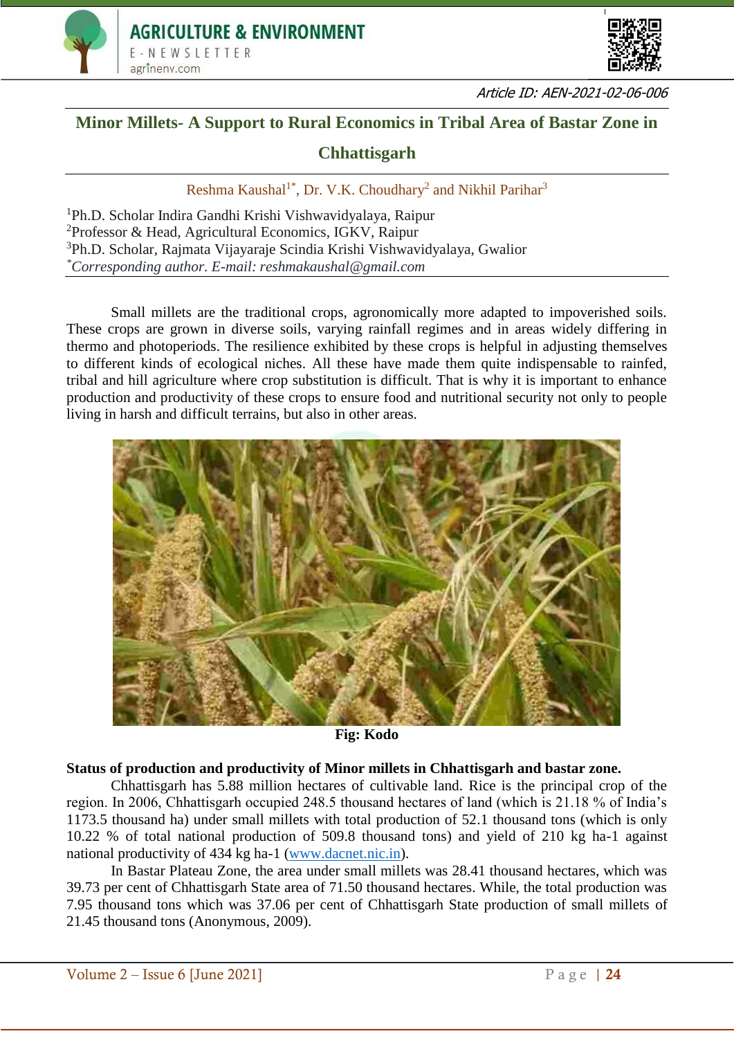Article ID: AEN-2021-02-06-006

# Minor Millets- A Support to Rural Economics in Tribal Area of Bastar Zone in Chhattisgarh

Reshma Kaushal[1*], Dr. V.K. Choudhary[2] and Nikhil Parihar[3]

[1]Ph.D. Scholar Indira Gandhi Krishi Vishwavidyalaya, Raipur
[2]Professor & Head, Agricultural Economics, IGKV, Raipur
[3]Ph.D. Scholar, Rajmata Vijayaraje Scindia Krishi Vishwavidyalaya, Gwalior
*\*Corresponding author. E-mail: reshmakaushal@gmail.com*

Small millets are the traditional crops, agronomically more adapted to impoverished soils. These crops are grown in diverse soils, varying rainfall regimes and in areas widely differing in thermo and photoperiods. The resilience exhibited by these crops is helpful in adjusting themselves to different kinds of ecological niches. All these have made them quite indispensable to rainfed, tribal and hill agriculture where crop substitution is difficult. That is why it is important to enhance production and productivity of these crops to ensure food and nutritional security not only to people living in harsh and difficult terrains, but also in other areas.

**Fig: Kodo**

**Status of production and productivity of Minor millets in Chhattisgarh and bastar zone.**

Chhattisgarh has 5.88 million hectares of cultivable land. Rice is the principal crop of the region. In 2006, Chhattisgarh occupied 248.5 thousand hectares of land (which is 21.18 % of India's 1173.5 thousand ha) under small millets with total production of 52.1 thousand tons (which is only 10.22 % of total national production of 509.8 thousand tons) and yield of 210 kg ha-1 against national productivity of 434 kg ha-1 (www.dacnet.nic.in).

In Bastar Plateau Zone, the area under small millets was 28.41 thousand hectares, which was 39.73 per cent of Chhattisgarh State area of 71.50 thousand hectares. While, the total production was 7.95 thousand tons which was 37.06 per cent of Chhattisgarh State production of small millets of 21.45 thousand tons (Anonymous, 2009).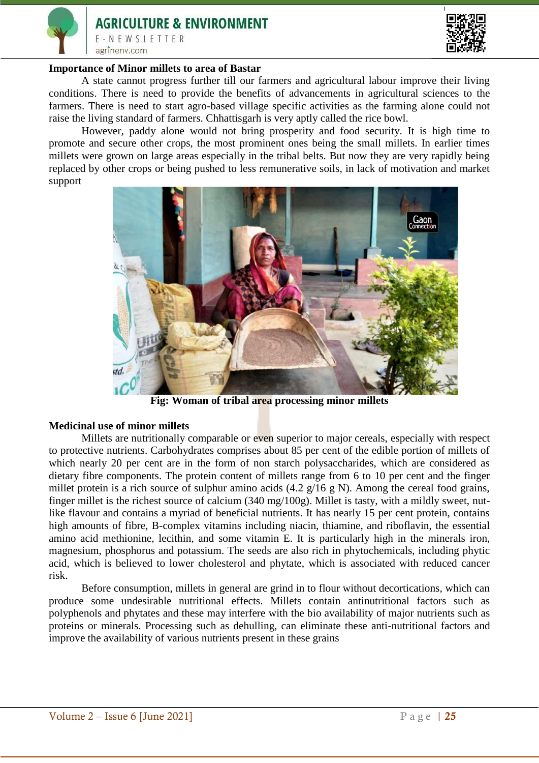**Importance of Minor millets to area of Bastar**

A state cannot progress further till our farmers and agricultural labour improve their living conditions. There is need to provide the benefits of advancements in agricultural sciences to the farmers. There is need to start agro-based village specific activities as the farming alone could not raise the living standard of farmers. Chhattisgarh is very aptly called the rice bowl.

However, paddy alone would not bring prosperity and food security. It is high time to promote and secure other crops, the most prominent ones being the small millets. In earlier times millets were grown on large areas especially in the tribal belts. But now they are very rapidly being replaced by other crops or being pushed to less remunerative soils, in lack of motivation and market support

**Fig: Woman of tribal area processing minor millets**

**Medicinal use of minor millets**

Millets are nutritionally comparable or even superior to major cereals, especially with respect to protective nutrients. Carbohydrates comprises about 85 per cent of the edible portion of millets of which nearly 20 per cent are in the form of non starch polysaccharides, which are considered as dietary fibre components. The protein content of millets range from 6 to 10 per cent and the finger millet protein is a rich source of sulphur amino acids (4.2 g/16 g N). Among the cereal food grains, finger millet is the richest source of calcium (340 mg/100g). Millet is tasty, with a mildly sweet, nut-like flavour and contains a myriad of beneficial nutrients. It has nearly 15 per cent protein, contains high amounts of fibre, B-complex vitamins including niacin, thiamine, and riboflavin, the essential amino acid methionine, lecithin, and some vitamin E. It is particularly high in the minerals iron, magnesium, phosphorus and potassium. The seeds are also rich in phytochemicals, including phytic acid, which is believed to lower cholesterol and phytate, which is associated with reduced cancer risk.

Before consumption, millets in general are grind in to flour without decortications, which can produce some undesirable nutritional effects. Millets contain antinutritional factors such as polyphenols and phytates and these may interfere with the bio availability of major nutrients such as proteins or minerals. Processing such as dehulling, can eliminate these anti-nutritional factors and improve the availability of various nutrients present in these grains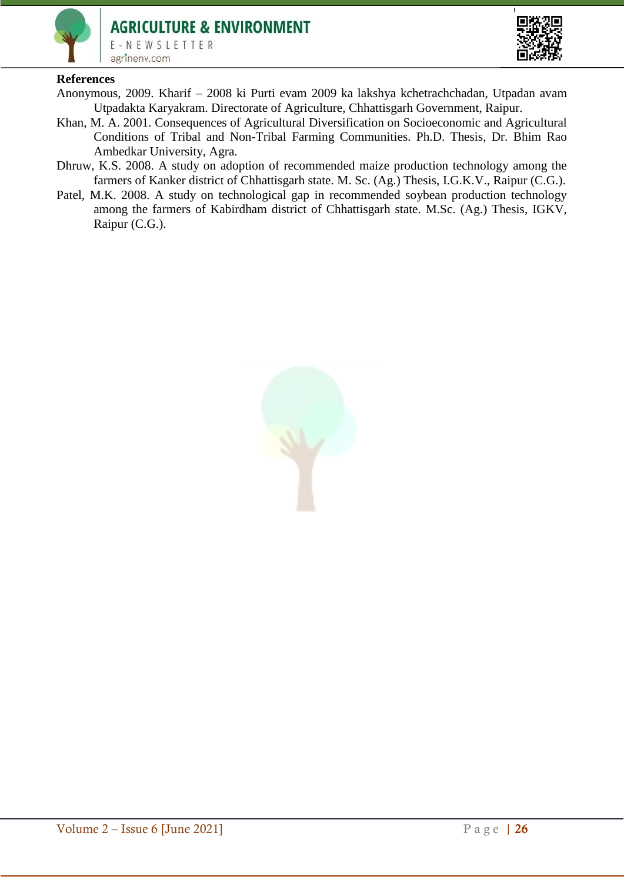## References

Anonymous, 2009. Kharif – 2008 ki Purti evam 2009 ka lakshya kchetrachchadan, Utpadan avam Utpadakta Karyakram. Directorate of Agriculture, Chhattisgarh Government, Raipur.

Khan, M. A. 2001. Consequences of Agricultural Diversification on Socioeconomic and Agricultural Conditions of Tribal and Non-Tribal Farming Communities. Ph.D. Thesis, Dr. Bhim Rao Ambedkar University, Agra.

Dhruw, K.S. 2008. A study on adoption of recommended maize production technology among the farmers of Kanker district of Chhattisgarh state. M. Sc. (Ag.) Thesis, I.G.K.V., Raipur (C.G.).

Patel, M.K. 2008. A study on technological gap in recommended soybean production technology among the farmers of Kabirdham district of Chhattisgarh state. M.Sc. (Ag.) Thesis, IGKV, Raipur (C.G.).